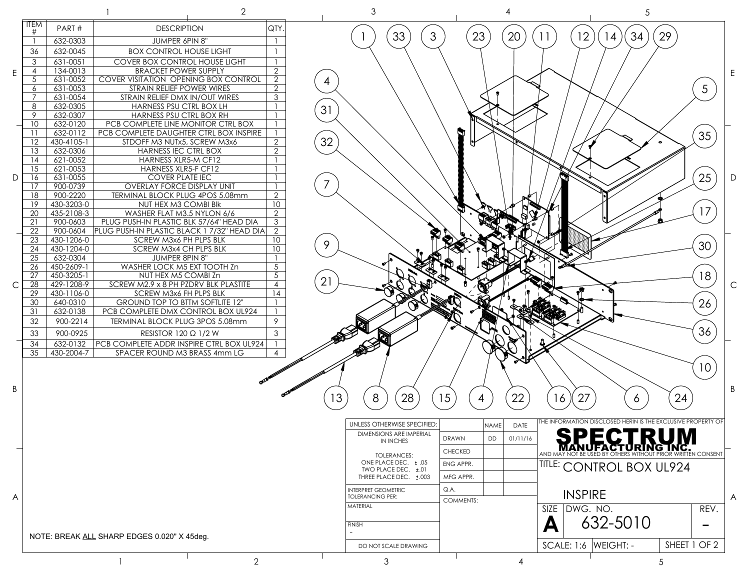| ITEM # | PART # | DESCRIPTION | QTY. |
|---|---|---|---|
| 1 | 632-0303 | JUMPER 6PIN 8" | 1 |
| 36 | 632-0045 | BOX CONTROL HOUSE LIGHT | 1 |
| 3 | 631-0051 | COVER BOX CONTROL HOUSE LIGHT | 1 |
| 4 | 134-0013 | BRACKET POWER SUPPLY | 2 |
| 5 | 631-0052 | COVER VISITATION OPENING BOX CONTROL | 2 |
| 6 | 631-0053 | STRAIN RELIEF POWER WIRES | 2 |
| 7 | 631-0054 | STRAIN RELIEF DMX IN/OUT WIRES | 3 |
| 8 | 632-0305 | HARNESS PSU CTRL BOX LH | 1 |
| 9 | 632-0307 | HARNESS PSU CTRL BOX RH | 1 |
| 10 | 632-0120 | PCB COMPLETE LINE MONITOR CTRL BOX | 1 |
| 11 | 632-0112 | PCB COMPLETE DAUGHTER CTRL BOX INSPIRE | 1 |
| 12 | 430-4105-1 | STDOFF M3 NUTx5, SCREW M3x6 | 2 |
| 13 | 632-0306 | HARNESS IEC CTRL BOX | 2 |
| 14 | 621-0052 | HARNESS XLR5-M CF12 | 1 |
| 15 | 621-0053 | HARNESS XLR5-F CF12 | 1 |
| 16 | 631-0055 | COVER PLATE IEC | 1 |
| 17 | 900-0739 | OVERLAY FORCE DISPLAY UNIT | 1 |
| 18 | 900-2220 | TERMINAL BLOCK PLUG 4POS 5.08mm | 2 |
| 19 | 430-3203-0 | NUT HEX M3 COMBI Blk | 10 |
| 20 | 435-2108-3 | WASHER FLAT M3.5 NYLON 6/6 | 2 |
| 21 | 900-0603 | PLUG PUSH-IN PLASTIC BLK 57/64" HEAD DIA | 3 |
| 22 | 900-0604 | PLUG PUSH-IN PLASTIC BLACK 1 7/32" HEAD DIA | 2 |
| 23 | 430-1206-0 | SCREW M3x6 PH PLPS BLK | 10 |
| 24 | 430-1204-0 | SCREW M3x4 CH PLPS BLK | 10 |
| 25 | 632-0304 | JUMPER 8PIN 8" | 1 |
| 26 | 450-2609-1 | WASHER LOCK M5 EXT TOOTH Zn | 5 |
| 27 | 450-3205-1 | NUT HEX M5 COMBI Zn | 5 |
| 28 | 429-1208-9 | SCREW M2.9 x 8 PH PZDRV BLK PLASTITE | 4 |
| 29 | 430-1106-0 | SCREW M3x6 FH PLPS BLK | 14 |
| 30 | 640-0310 | GROUND TOP TO BTTM SOFTLITE 12" | 1 |
| 31 | 632-0138 | PCB COMPLETE DMX CONTROL BOX UL924 | 1 |
| 32 | 900-2214 | TERMINAL BLOCK PLUG 3POS 5.08mm | 9 |
| 33 | 900-0925 | RESISTOR 120 Ω 1/2 W | 3 |
| 34 | 632-0132 | PCB COMPLETE ADDR INSPIRE CTRL BOX UL924 | 1 |
| 35 | 430-2004-7 | SPACER ROUND M3 BRASS 4mm LG | 4 |

NOTE: BREAK ALL SHARP EDGES 0.020" X 45deg.

| UNLESS OTHERWISE SPECIFIED: | | NAME | DATE |
|---|---|---|---|
| DIMENSIONS ARE IMPERIAL IN INCHES | DRAWN | DD | 01/11/16 |
| TOLERANCES: ONE PLACE DEC. ± .05 TWO PLACE DEC. ±.01 THREE PLACE DEC. ±.003 | CHECKED | | |
| | ENG APPR. | | |
| | MFG APPR. | | |
| INTERPRET GEOMETRIC TOLERANCING PER: | Q.A. | | |
| MATERIAL | COMMENTS: | | |
| FINISH - | | | |
| DO NOT SCALE DRAWING | | | |

THE INFORMATION DISCLOSED HERIN IS THE EXCLUSIVE PROPERTY OF **SPECTRUM MANUFACTURING INC.** AND MAY NOT BE USED BY OTHERS WITHOUT PRIOR WRITTEN CONSENT

TITLE: CONTROL BOX UL924

INSPIRE

| SIZE | DWG. NO. | REV. |
|---|---|---|
| A | 632-5010 | - |

SCALE: 1:6 | WEIGHT: - | SHEET 1 OF 2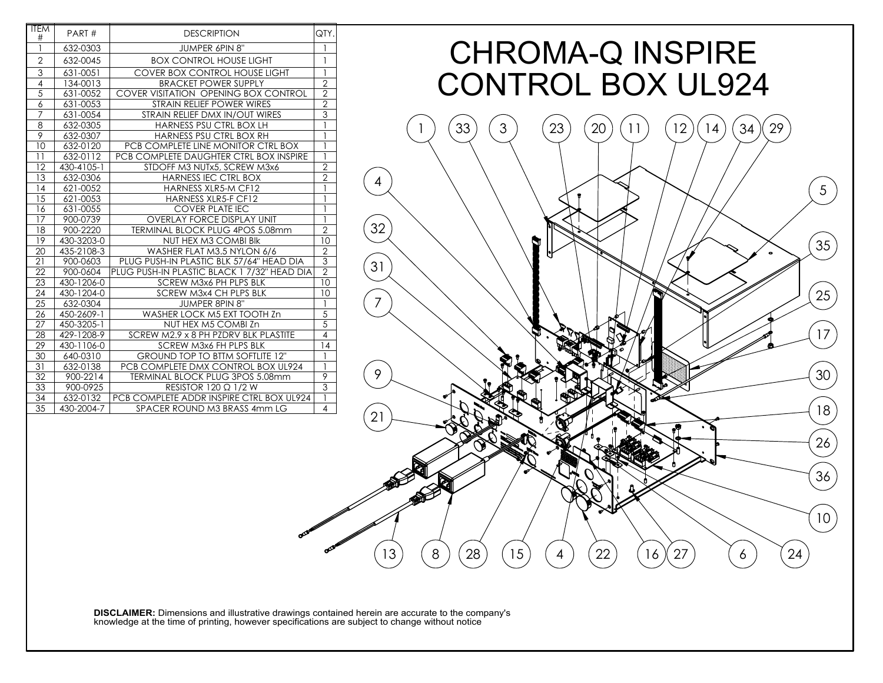# CHROMA-Q INSPIRE CONTROL BOX UL924

| ITEM # | PART # | DESCRIPTION | QTY. |
|---|---|---|---|
| 1 | 632-0303 | JUMPER 6PIN 8" | 1 |
| 2 | 632-0045 | BOX CONTROL HOUSE LIGHT | 1 |
| 3 | 631-0051 | COVER BOX CONTROL HOUSE LIGHT | 1 |
| 4 | 134-0013 | BRACKET POWER SUPPLY | 2 |
| 5 | 631-0052 | COVER VISITATION OPENING BOX CONTROL | 2 |
| 6 | 631-0053 | STRAIN RELIEF POWER WIRES | 2 |
| 7 | 631-0054 | STRAIN RELIEF DMX IN/OUT WIRES | 3 |
| 8 | 632-0305 | HARNESS PSU CTRL BOX LH | 1 |
| 9 | 632-0307 | HARNESS PSU CTRL BOX RH | 1 |
| 10 | 632-0120 | PCB COMPLETE LINE MONITOR CTRL BOX | 1 |
| 11 | 632-0112 | PCB COMPLETE DAUGHTER CTRL BOX INSPIRE | 1 |
| 12 | 430-4105-1 | STDOFF M3 NUTx5, SCREW M3x6 | 2 |
| 13 | 632-0306 | HARNESS IEC CTRL BOX | 2 |
| 14 | 621-0052 | HARNESS XLR5-M CF12 | 1 |
| 15 | 621-0053 | HARNESS XLR5-F CF12 | 1 |
| 16 | 631-0055 | COVER PLATE IEC | 1 |
| 17 | 900-0739 | OVERLAY FORCE DISPLAY UNIT | 1 |
| 18 | 900-2220 | TERMINAL BLOCK PLUG 4POS 5.08mm | 2 |
| 19 | 430-3203-0 | NUT HEX M3 COMBI Blk | 10 |
| 20 | 435-2108-3 | WASHER FLAT M3.5 NYLON 6/6 | 2 |
| 21 | 900-0603 | PLUG PUSH-IN PLASTIC BLK 57/64" HEAD DIA | 3 |
| 22 | 900-0604 | PLUG PUSH-IN PLASTIC BLACK 1 7/32" HEAD DIA | 2 |
| 23 | 430-1206-0 | SCREW M3x6 PH PLPS BLK | 10 |
| 24 | 430-1204-0 | SCREW M3x4 CH PLPS BLK | 10 |
| 25 | 632-0304 | JUMPER 8PIN 8" | 1 |
| 26 | 450-2609-1 | WASHER LOCK M5 EXT TOOTH Zn | 5 |
| 27 | 450-3205-1 | NUT HEX M5 COMBI Zn | 5 |
| 28 | 429-1208-9 | SCREW M2.9 x 8 PH PZDRV BLK PLASTITE | 4 |
| 29 | 430-1106-0 | SCREW M3x6 FH PLPS BLK | 14 |
| 30 | 640-0310 | GROUND TOP TO BTTM SOFTLITE 12" | 1 |
| 31 | 632-0138 | PCB COMPLETE DMX CONTROL BOX UL924 | 1 |
| 32 | 900-2214 | TERMINAL BLOCK PLUG 3POS 5.08mm | 9 |
| 33 | 900-0925 | RESISTOR 120 Ω 1/2 W | 3 |
| 34 | 632-0132 | PCB COMPLETE ADDR INSPIRE CTRL BOX UL924 | 1 |
| 35 | 430-2004-7 | SPACER ROUND M3 BRASS 4mm LG | 4 |

1 33 3 23 20 11 12 14 34 29

4 32 31 7 9 21

5 35 25 17 30 18 26 36 10

13 8 28 15 4 22 16 27 6 24

**DISCLAIMER:** Dimensions and illustrative drawings contained herein are accurate to the company's knowledge at the time of printing, however specifications are subject to change without notice